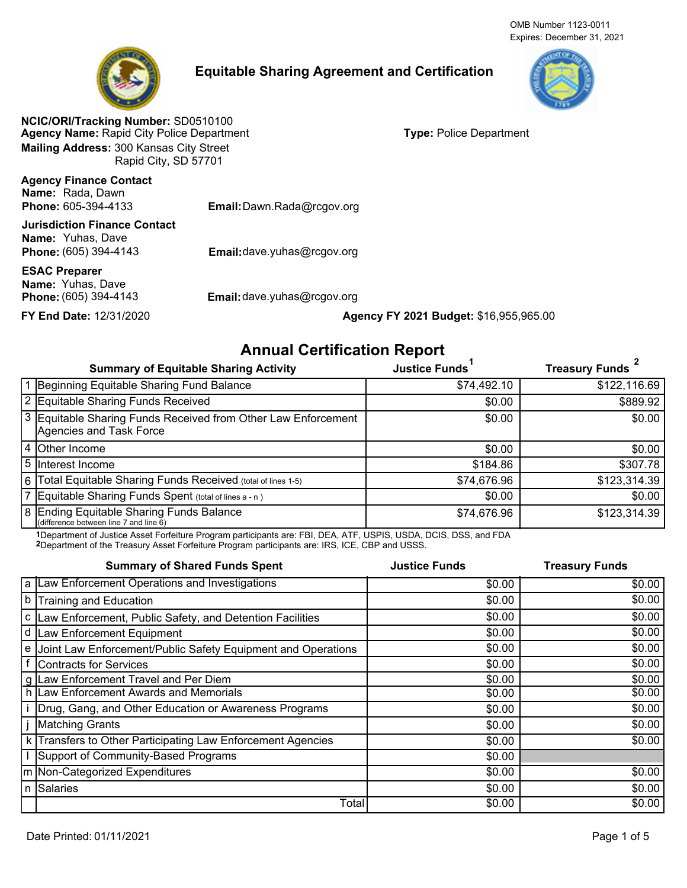OMB Number 1123-0011
Expires: December 31, 2021

# Equitable Sharing Agreement and Certification

**NCIC/ORI/Tracking Number:** SD0510100
**Agency Name:** Rapid City Police Department
**Type:** Police Department
**Mailing Address:** 300 Kansas City Street
Rapid City, SD 57701

**Agency Finance Contact**
**Name:** Rada, Dawn
**Phone:** 605-394-4133
**Email:** Dawn.Rada@rcgov.org

**Jurisdiction Finance Contact**
**Name:** Yuhas, Dave
**Phone:** (605) 394-4143
**Email:** dave.yuhas@rcgov.org

**ESAC Preparer**
**Name:** Yuhas, Dave
**Phone:** (605) 394-4143
**Email:** dave.yuhas@rcgov.org

**FY End Date:** 12/31/2020
**Agency FY 2021 Budget:** $16,955,965.00

## Annual Certification Report

| | Summary of Equitable Sharing Activity | Justice Funds[1] | Treasury Funds[2] |
|---|---|---|---|
| 1 | Beginning Equitable Sharing Fund Balance | $74,492.10 | $122,116.69 |
| 2 | Equitable Sharing Funds Received | $0.00 | $889.92 |
| 3 | Equitable Sharing Funds Received from Other Law Enforcement Agencies and Task Force | $0.00 | $0.00 |
| 4 | Other Income | $0.00 | $0.00 |
| 5 | Interest Income | $184.86 | $307.78 |
| 6 | Total Equitable Sharing Funds Received (total of lines 1-5) | $74,676.96 | $123,314.39 |
| 7 | Equitable Sharing Funds Spent (total of lines a - n ) | $0.00 | $0.00 |
| 8 | Ending Equitable Sharing Funds Balance (difference between line 7 and line 6) | $74,676.96 | $123,314.39 |

[1] Department of Justice Asset Forfeiture Program participants are: FBI, DEA, ATF, USPIS, USDA, DCIS, DSS, and FDA
[2] Department of the Treasury Asset Forfeiture Program participants are: IRS, ICE, CBP and USSS.

| | Summary of Shared Funds Spent | Justice Funds | Treasury Funds |
|---|---|---|---|
| a | Law Enforcement Operations and Investigations | $0.00 | $0.00 |
| b | Training and Education | $0.00 | $0.00 |
| c | Law Enforcement, Public Safety, and Detention Facilities | $0.00 | $0.00 |
| d | Law Enforcement Equipment | $0.00 | $0.00 |
| e | Joint Law Enforcement/Public Safety Equipment and Operations | $0.00 | $0.00 |
| f | Contracts for Services | $0.00 | $0.00 |
| g | Law Enforcement Travel and Per Diem | $0.00 | $0.00 |
| h | Law Enforcement Awards and Memorials | $0.00 | $0.00 |
| i | Drug, Gang, and Other Education or Awareness Programs | $0.00 | $0.00 |
| j | Matching Grants | $0.00 | $0.00 |
| k | Transfers to Other Participating Law Enforcement Agencies | $0.00 | $0.00 |
| l | Support of Community-Based Programs | $0.00 | |
| m | Non-Categorized Expenditures | $0.00 | $0.00 |
| n | Salaries | $0.00 | $0.00 |
| | Total | $0.00 | $0.00 |

Date Printed: 01/11/2021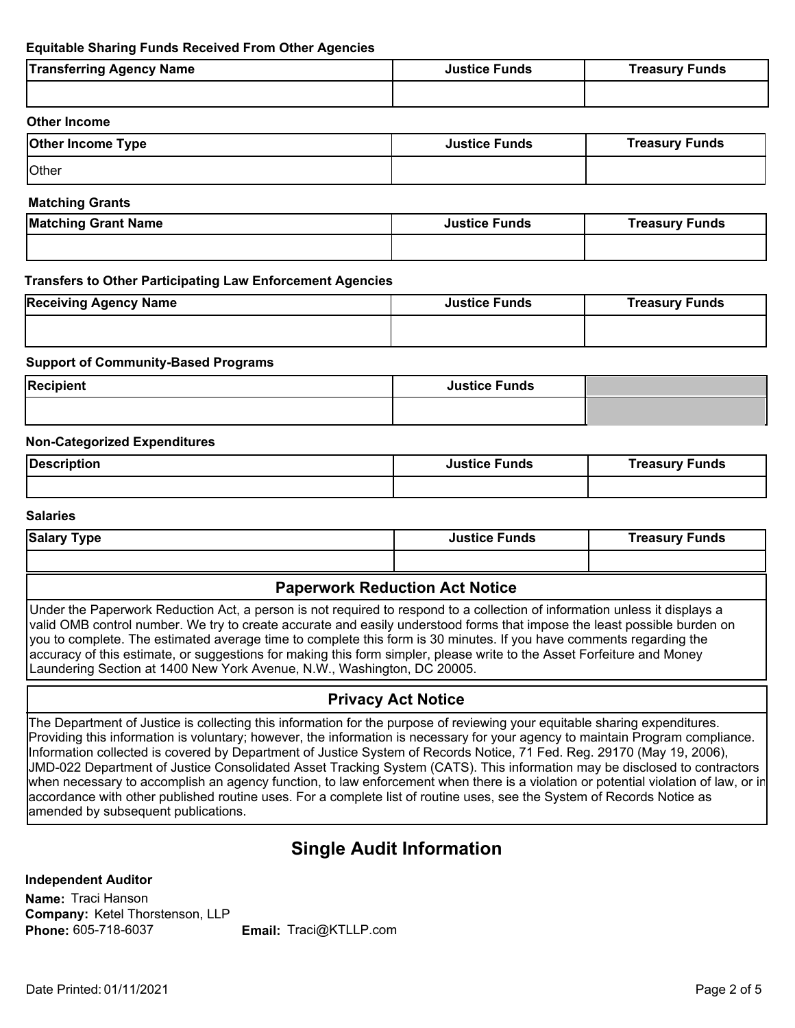**Equitable Sharing Funds Received From Other Agencies**

| Transferring Agency Name | Justice Funds | Treasury Funds |
| --- | --- | --- |
| | | |

**Other Income**

| Other Income Type | Justice Funds | Treasury Funds |
| --- | --- | --- |
| Other | | |

**Matching Grants**

| Matching Grant Name | Justice Funds | Treasury Funds |
| --- | --- | --- |
| | | |

**Transfers to Other Participating Law Enforcement Agencies**

| Receiving Agency Name | Justice Funds | Treasury Funds |
| --- | --- | --- |
| | | |

**Support of Community-Based Programs**

| Recipient | Justice Funds | |
| --- | --- | --- |
| | | |

**Non-Categorized Expenditures**

| Description | Justice Funds | Treasury Funds |
| --- | --- | --- |
| | | |

**Salaries**

| Salary Type | Justice Funds | Treasury Funds |
| --- | --- | --- |
| | | |

### Paperwork Reduction Act Notice

Under the Paperwork Reduction Act, a person is not required to respond to a collection of information unless it displays a valid OMB control number. We try to create accurate and easily understood forms that impose the least possible burden on you to complete. The estimated average time to complete this form is 30 minutes. If you have comments regarding the accuracy of this estimate, or suggestions for making this form simpler, please write to the Asset Forfeiture and Money Laundering Section at 1400 New York Avenue, N.W., Washington, DC 20005.

### Privacy Act Notice

The Department of Justice is collecting this information for the purpose of reviewing your equitable sharing expenditures. Providing this information is voluntary; however, the information is necessary for your agency to maintain Program compliance. Information collected is covered by Department of Justice System of Records Notice, 71 Fed. Reg. 29170 (May 19, 2006), JMD-022 Department of Justice Consolidated Asset Tracking System (CATS). This information may be disclosed to contractors when necessary to accomplish an agency function, to law enforcement when there is a violation or potential violation of law, or in accordance with other published routine uses. For a complete list of routine uses, see the System of Records Notice as amended by subsequent publications.

## Single Audit Information

**Independent Auditor**

**Name:** Traci Hanson
**Company:** Ketel Thorstenson, LLP
**Phone:** 605-718-6037 **Email:** Traci@KTLLP.com

Date Printed: 01/11/2021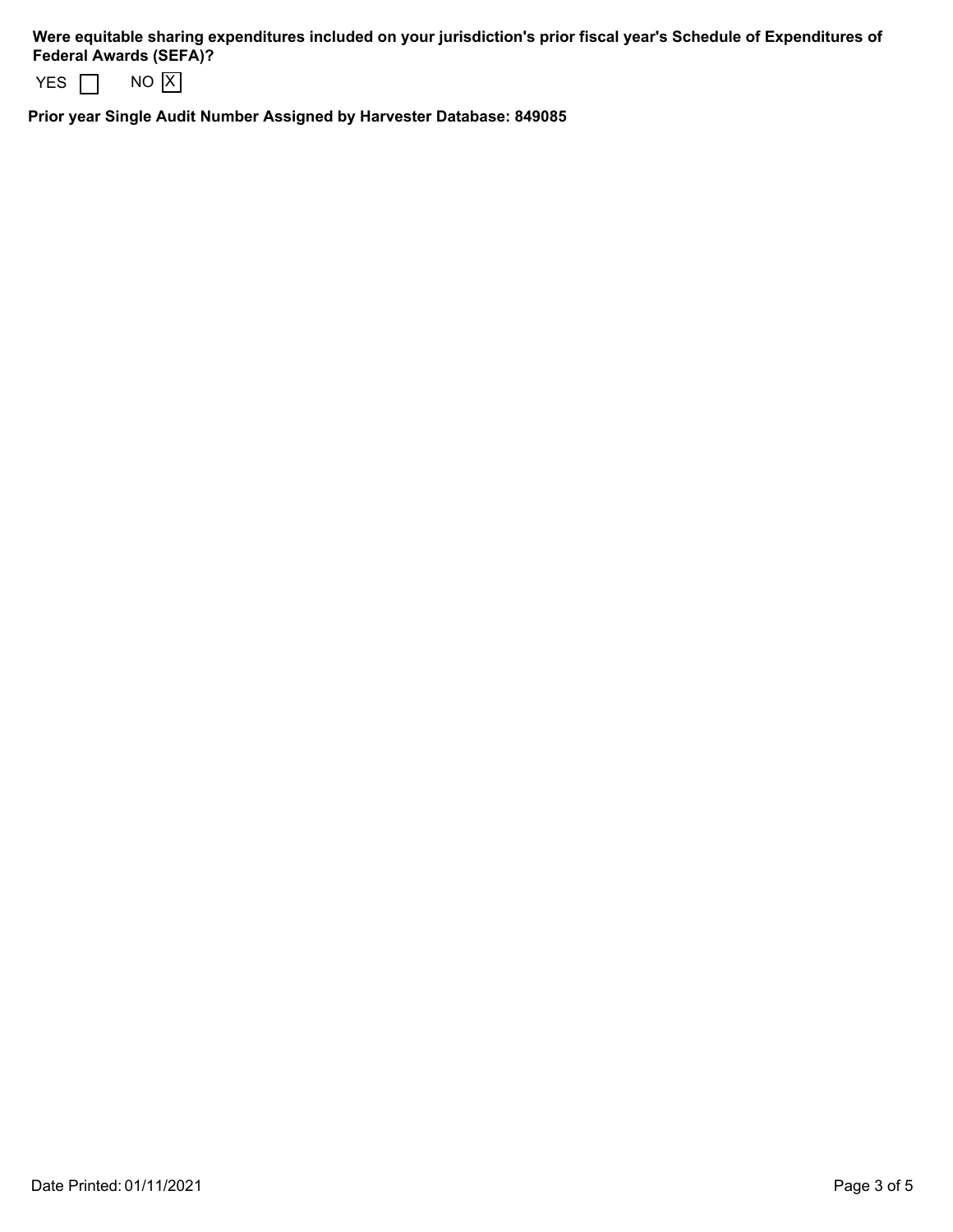**Were equitable sharing expenditures included on your jurisdiction's prior fiscal year's Schedule of Expenditures of Federal Awards (SEFA)?**

YES [ ] NO [X]

**Prior year Single Audit Number Assigned by Harvester Database: 849085**

Date Printed: 01/11/2021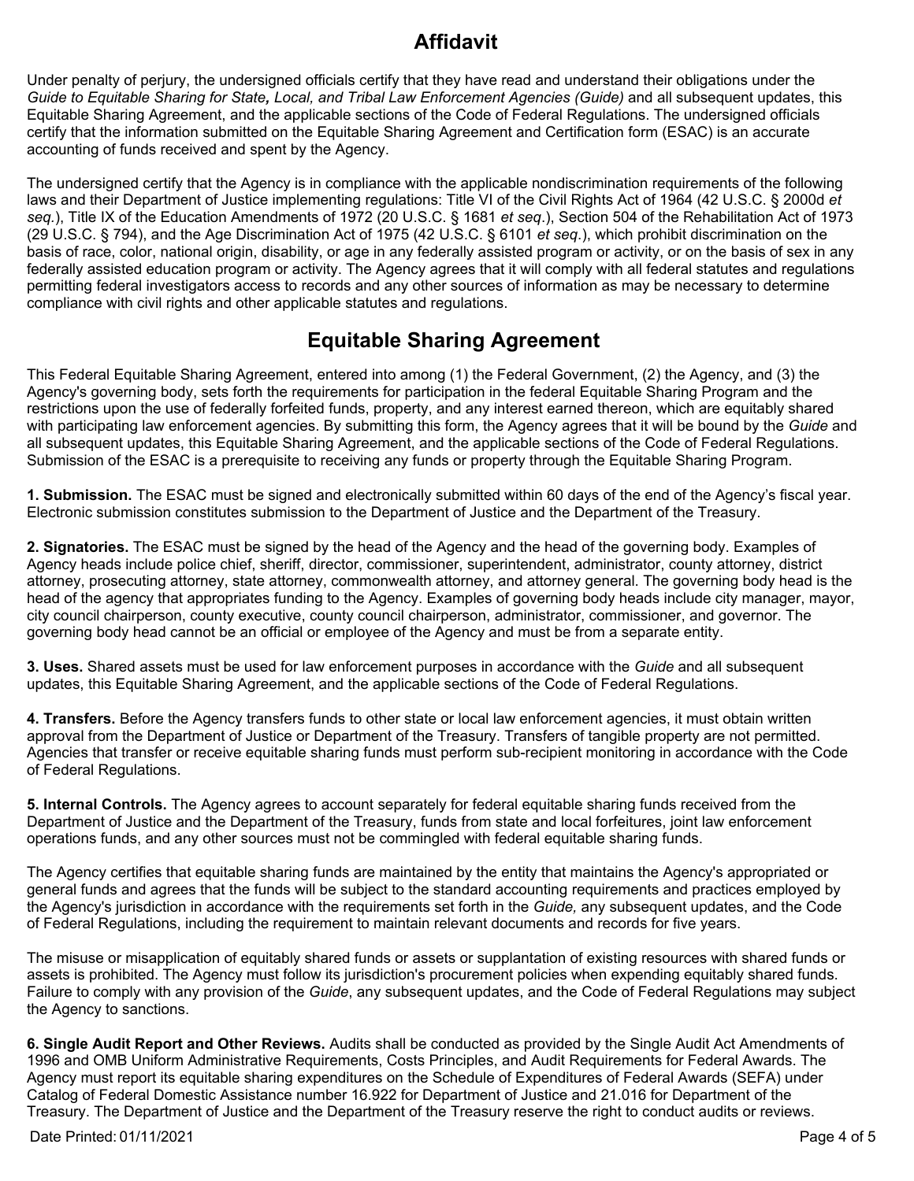# Affidavit

Under penalty of perjury, the undersigned officials certify that they have read and understand their obligations under the *Guide to Equitable Sharing for State, Local, and Tribal Law Enforcement Agencies (Guide)* and all subsequent updates, this Equitable Sharing Agreement, and the applicable sections of the Code of Federal Regulations. The undersigned officials certify that the information submitted on the Equitable Sharing Agreement and Certification form (ESAC) is an accurate accounting of funds received and spent by the Agency.

The undersigned certify that the Agency is in compliance with the applicable nondiscrimination requirements of the following laws and their Department of Justice implementing regulations: Title VI of the Civil Rights Act of 1964 (42 U.S.C. § 2000d *et seq.*), Title IX of the Education Amendments of 1972 (20 U.S.C. § 1681 *et seq*.), Section 504 of the Rehabilitation Act of 1973 (29 U.S.C. § 794), and the Age Discrimination Act of 1975 (42 U.S.C. § 6101 *et seq*.), which prohibit discrimination on the basis of race, color, national origin, disability, or age in any federally assisted program or activity, or on the basis of sex in any federally assisted education program or activity. The Agency agrees that it will comply with all federal statutes and regulations permitting federal investigators access to records and any other sources of information as may be necessary to determine compliance with civil rights and other applicable statutes and regulations.

# Equitable Sharing Agreement

This Federal Equitable Sharing Agreement, entered into among (1) the Federal Government, (2) the Agency, and (3) the Agency's governing body, sets forth the requirements for participation in the federal Equitable Sharing Program and the restrictions upon the use of federally forfeited funds, property, and any interest earned thereon, which are equitably shared with participating law enforcement agencies. By submitting this form, the Agency agrees that it will be bound by the *Guide* and all subsequent updates, this Equitable Sharing Agreement, and the applicable sections of the Code of Federal Regulations. Submission of the ESAC is a prerequisite to receiving any funds or property through the Equitable Sharing Program.

**1. Submission.** The ESAC must be signed and electronically submitted within 60 days of the end of the Agency's fiscal year. Electronic submission constitutes submission to the Department of Justice and the Department of the Treasury.

**2. Signatories.** The ESAC must be signed by the head of the Agency and the head of the governing body. Examples of Agency heads include police chief, sheriff, director, commissioner, superintendent, administrator, county attorney, district attorney, prosecuting attorney, state attorney, commonwealth attorney, and attorney general. The governing body head is the head of the agency that appropriates funding to the Agency. Examples of governing body heads include city manager, mayor, city council chairperson, county executive, county council chairperson, administrator, commissioner, and governor. The governing body head cannot be an official or employee of the Agency and must be from a separate entity.

**3. Uses.** Shared assets must be used for law enforcement purposes in accordance with the *Guide* and all subsequent updates, this Equitable Sharing Agreement, and the applicable sections of the Code of Federal Regulations.

**4. Transfers.** Before the Agency transfers funds to other state or local law enforcement agencies, it must obtain written approval from the Department of Justice or Department of the Treasury. Transfers of tangible property are not permitted. Agencies that transfer or receive equitable sharing funds must perform sub-recipient monitoring in accordance with the Code of Federal Regulations.

**5. Internal Controls.** The Agency agrees to account separately for federal equitable sharing funds received from the Department of Justice and the Department of the Treasury, funds from state and local forfeitures, joint law enforcement operations funds, and any other sources must not be commingled with federal equitable sharing funds.

The Agency certifies that equitable sharing funds are maintained by the entity that maintains the Agency's appropriated or general funds and agrees that the funds will be subject to the standard accounting requirements and practices employed by the Agency's jurisdiction in accordance with the requirements set forth in the *Guide,* any subsequent updates, and the Code of Federal Regulations, including the requirement to maintain relevant documents and records for five years.

The misuse or misapplication of equitably shared funds or assets or supplantation of existing resources with shared funds or assets is prohibited. The Agency must follow its jurisdiction's procurement policies when expending equitably shared funds. Failure to comply with any provision of the *Guide*, any subsequent updates, and the Code of Federal Regulations may subject the Agency to sanctions.

**6. Single Audit Report and Other Reviews.** Audits shall be conducted as provided by the Single Audit Act Amendments of 1996 and OMB Uniform Administrative Requirements, Costs Principles, and Audit Requirements for Federal Awards. The Agency must report its equitable sharing expenditures on the Schedule of Expenditures of Federal Awards (SEFA) under Catalog of Federal Domestic Assistance number 16.922 for Department of Justice and 21.016 for Department of the Treasury. The Department of Justice and the Department of the Treasury reserve the right to conduct audits or reviews.

Date Printed: 01/11/2021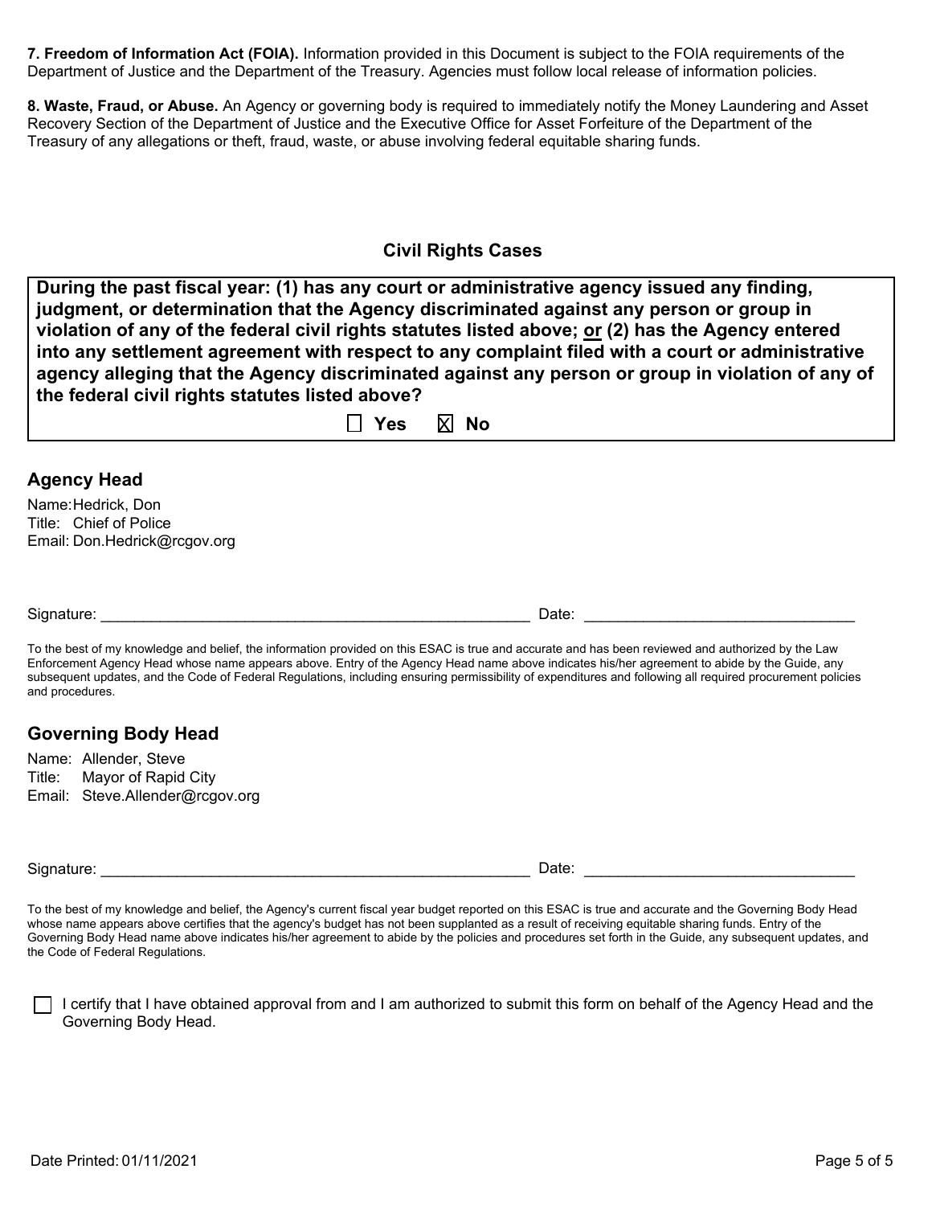**7. Freedom of Information Act (FOIA).** Information provided in this Document is subject to the FOIA requirements of the Department of Justice and the Department of the Treasury. Agencies must follow local release of information policies.

**8. Waste, Fraud, or Abuse.** An Agency or governing body is required to immediately notify the Money Laundering and Asset Recovery Section of the Department of Justice and the Executive Office for Asset Forfeiture of the Department of the Treasury of any allegations or theft, fraud, waste, or abuse involving federal equitable sharing funds.

## Civil Rights Cases

**During the past fiscal year: (1) has any court or administrative agency issued any finding, judgment, or determination that the Agency discriminated against any person or group in violation of any of the federal civil rights statutes listed above; or (2) has the Agency entered into any settlement agreement with respect to any complaint filed with a court or administrative agency alleging that the Agency discriminated against any person or group in violation of any of the federal civil rights statutes listed above?**

☐ **Yes** ☒ **No**

### Agency Head

Name: Hedrick, Don
Title: Chief of Police
Email: Don.Hedrick@rcgov.org

Signature: ______________________________ Date: ______________________________

To the best of my knowledge and belief, the information provided on this ESAC is true and accurate and has been reviewed and authorized by the Law Enforcement Agency Head whose name appears above. Entry of the Agency Head name above indicates his/her agreement to abide by the Guide, any subsequent updates, and the Code of Federal Regulations, including ensuring permissibility of expenditures and following all required procurement policies and procedures.

### Governing Body Head

Name: Allender, Steve
Title: Mayor of Rapid City
Email: Steve.Allender@rcgov.org

Signature: ______________________________ Date: ______________________________

To the best of my knowledge and belief, the Agency's current fiscal year budget reported on this ESAC is true and accurate and the Governing Body Head whose name appears above certifies that the agency's budget has not been supplanted as a result of receiving equitable sharing funds. Entry of the Governing Body Head name above indicates his/her agreement to abide by the policies and procedures set forth in the Guide, any subsequent updates, and the Code of Federal Regulations.

☐ I certify that I have obtained approval from and I am authorized to submit this form on behalf of the Agency Head and the Governing Body Head.

Date Printed: 01/11/2021